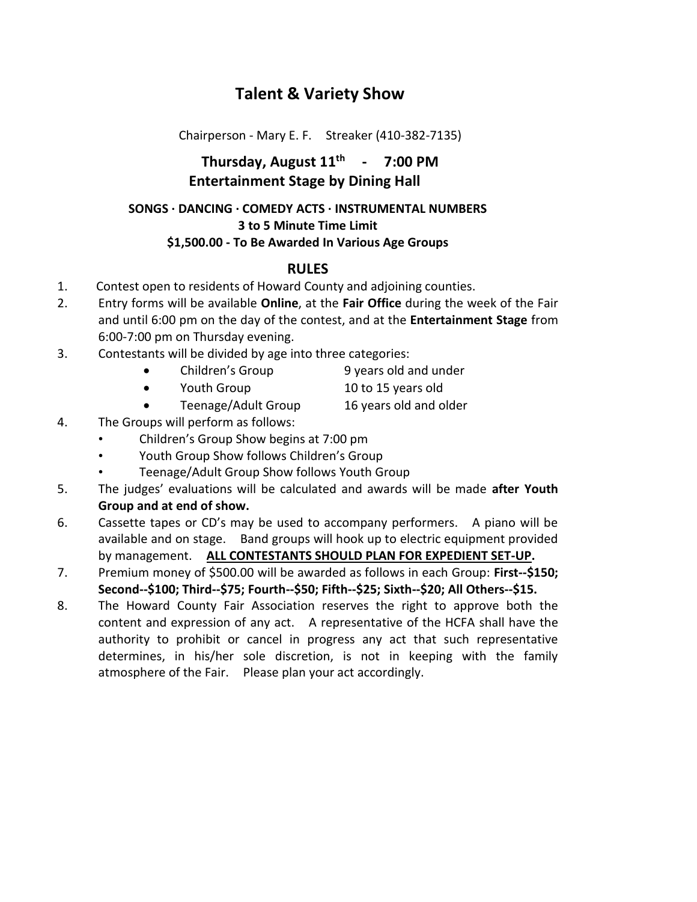# Talent & Variety Show

Chairperson - Mary E. F. Streaker (410-382-7135)

**Thursday, August 11th - 7:00 PM**
**Entertainment Stage by Dining Hall**

**SONGS · DANCING · COMEDY ACTS · INSTRUMENTAL NUMBERS**
**3 to 5 Minute Time Limit**
**$1,500.00 - To Be Awarded In Various Age Groups**

## RULES

1. Contest open to residents of Howard County and adjoining counties.
2. Entry forms will be available **Online**, at the **Fair Office** during the week of the Fair and until 6:00 pm on the day of the contest, and at the **Entertainment Stage** from 6:00-7:00 pm on Thursday evening.
3. Contestants will be divided by age into three categories:
   - Children's Group 9 years old and under
   - Youth Group 10 to 15 years old
   - Teenage/Adult Group 16 years old and older
4. The Groups will perform as follows:
   - Children's Group Show begins at 7:00 pm
   - Youth Group Show follows Children's Group
   - Teenage/Adult Group Show follows Youth Group
5. The judges' evaluations will be calculated and awards will be made **after Youth Group and at end of show.**
6. Cassette tapes or CD's may be used to accompany performers. A piano will be available and on stage. Band groups will hook up to electric equipment provided by management. **ALL CONTESTANTS SHOULD PLAN FOR EXPEDIENT SET-UP.**
7. Premium money of $500.00 will be awarded as follows in each Group: **First--$150; Second--$100; Third--$75; Fourth--$50; Fifth--$25; Sixth--$20; All Others--$15.**
8. The Howard County Fair Association reserves the right to approve both the content and expression of any act. A representative of the HCFA shall have the authority to prohibit or cancel in progress any act that such representative determines, in his/her sole discretion, is not in keeping with the family atmosphere of the Fair. Please plan your act accordingly.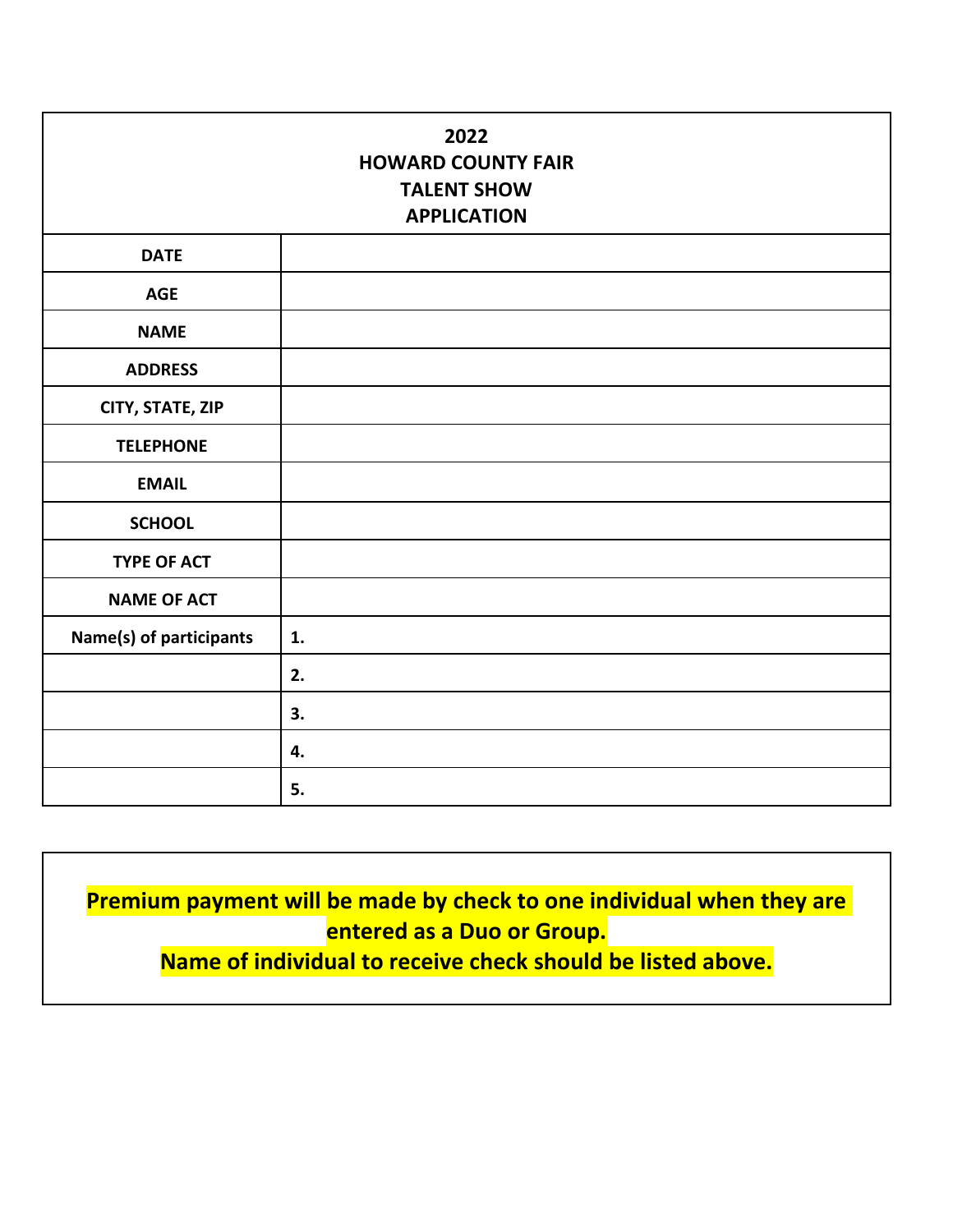**2022**
**HOWARD COUNTY FAIR**
**TALENT SHOW**
**APPLICATION**

| | |
|---|---|
| **DATE** | |
| **AGE** | |
| **NAME** | |
| **ADDRESS** | |
| **CITY, STATE, ZIP** | |
| **TELEPHONE** | |
| **EMAIL** | |
| **SCHOOL** | |
| **TYPE OF ACT** | |
| **NAME OF ACT** | |
| **Name(s) of participants** | **1.** |
| | **2.** |
| | **3.** |
| | **4.** |
| | **5.** |

**Premium payment will be made by check to one individual when they are entered as a Duo or Group.**
**Name of individual to receive check should be listed above.**